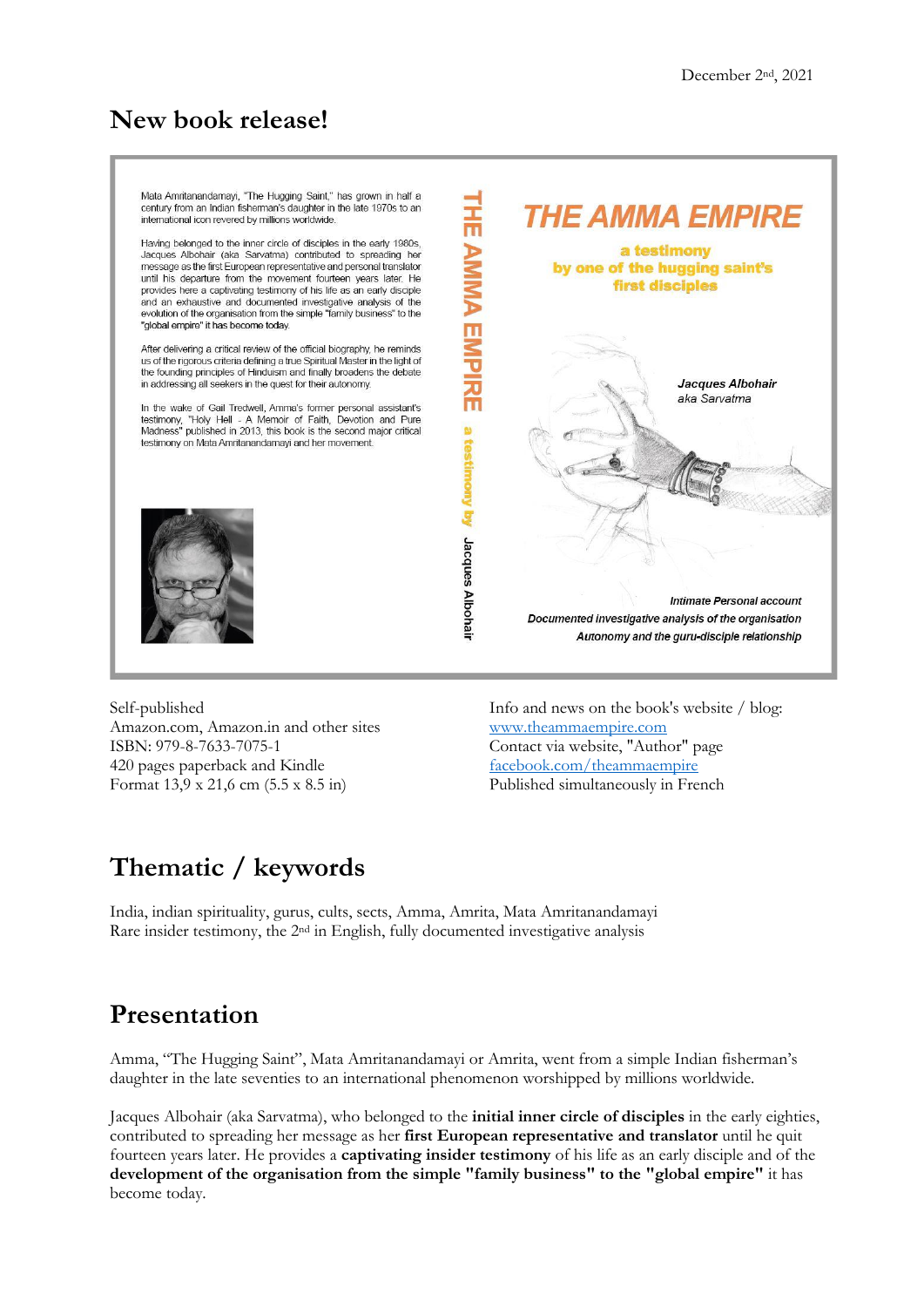December 2nd, 2021

# New book release!

Mata Amritanandamayi, "The Hugging Saint," has grown in half a century from an Indian fisherman's daughter in the late 1970s to an international icon revered by millions worldwide.

Having belonged to the inner circle of disciples in the early 1980s, Jacques Albohair (aka Sarvatma) contributed to spreading her message as the first European representative and personal translator until his departure from the movement fourteen years later. He provides here a captivating testimony of his life as an early disciple and an exhaustive and documented investigative analysis of the evolution of the organisation from the simple "family business" to the "global empire" it has become today.

After delivering a critical review of the official biography, he reminds us of the rigorous criteria defining a true Spiritual Master in the light of the founding principles of Hinduism and finally broadens the debate in addressing all seekers in the quest for their autonomy.

In the wake of Gail Tredwell, Amma's former personal assistant's testimony, "Holy Hell - A Memoir of Faith, Devotion and Pure Madness" published in 2013, this book is the second major critical testimony on Mata Amritanandamayi and her movement.

THE AMMA EMPIRE a testimony by Jacques Albohair

**THE AMMA EMPIRE**

**a testimony by one of the hugging saint's first disciples**

*Jacques Albohair aka Sarvatma*

*Intimate Personal account*
*Documented investigative analysis of the organisation*
*Autonomy and the guru-disciple relationship*

Self-published
Amazon.com, Amazon.in and other sites
ISBN: 979-8-7633-7075-1
420 pages paperback and Kindle
Format 13,9 x 21,6 cm (5.5 x 8.5 in)

Info and news on the book's website / blog:
www.theammaempire.com
Contact via website, "Author" page
facebook.com/theammaempire
Published simultaneously in French

## Thematic / keywords

India, indian spirituality, gurus, cults, sects, Amma, Amrita, Mata Amritanandamayi
Rare insider testimony, the 2nd in English, fully documented investigative analysis

## Presentation

Amma, "The Hugging Saint", Mata Amritanandamayi or Amrita, went from a simple Indian fisherman's daughter in the late seventies to an international phenomenon worshipped by millions worldwide.

Jacques Albohair (aka Sarvatma), who belonged to the **initial inner circle of disciples** in the early eighties, contributed to spreading her message as her **first European representative and translator** until he quit fourteen years later. He provides a **captivating insider testimony** of his life as an early disciple and of the **development of the organisation from the simple "family business" to the "global empire"** it has become today.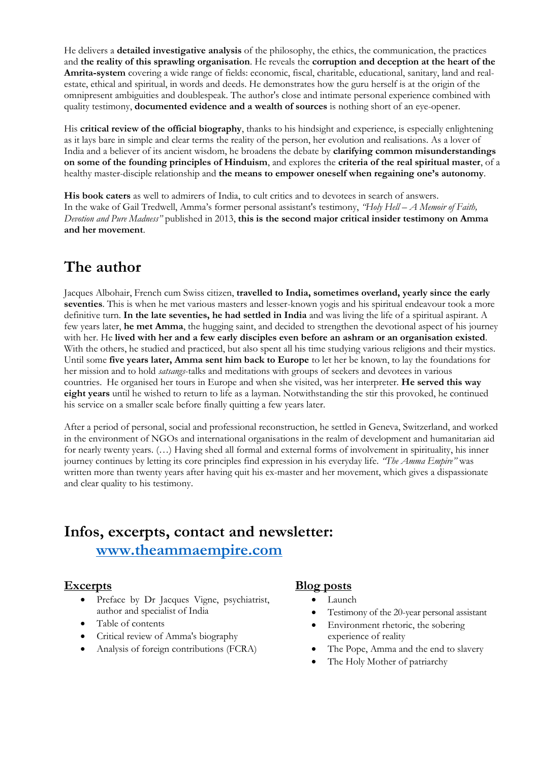He delivers a **detailed investigative analysis** of the philosophy, the ethics, the communication, the practices and **the reality of this sprawling organisation**. He reveals the **corruption and deception at the heart of the Amrita-system** covering a wide range of fields: economic, fiscal, charitable, educational, sanitary, land and real-estate, ethical and spiritual, in words and deeds. He demonstrates how the guru herself is at the origin of the omnipresent ambiguities and doublespeak. The author's close and intimate personal experience combined with quality testimony, **documented evidence and a wealth of sources** is nothing short of an eye-opener.

His **critical review of the official biography**, thanks to his hindsight and experience, is especially enlightening as it lays bare in simple and clear terms the reality of the person, her evolution and realisations. As a lover of India and a believer of its ancient wisdom, he broadens the debate by **clarifying common misunderstandings on some of the founding principles of Hinduism**, and explores the **criteria of the real spiritual master**, of a healthy master-disciple relationship and **the means to empower oneself when regaining one's autonomy**.

**His book caters** as well to admirers of India, to cult critics and to devotees in search of answers.
In the wake of Gail Tredwell, Amma's former personal assistant's testimony, *"Holy Hell – A Memoir of Faith, Devotion and Pure Madness"* published in 2013, **this is the second major critical insider testimony on Amma and her movement**.

# The author

Jacques Albohair, French cum Swiss citizen, **travelled to India, sometimes overland, yearly since the early seventies**. This is when he met various masters and lesser-known yogis and his spiritual endeavour took a more definitive turn. **In the late seventies, he had settled in India** and was living the life of a spiritual aspirant. A few years later, **he met Amma**, the hugging saint, and decided to strengthen the devotional aspect of his journey with her. He **lived with her and a few early disciples even before an ashram or an organisation existed**. With the others, he studied and practiced, but also spent all his time studying various religions and their mystics. Until some **five years later, Amma sent him back to Europe** to let her be known, to lay the foundations for her mission and to hold *satsangs*-talks and meditations with groups of seekers and devotees in various countries. He organised her tours in Europe and when she visited, was her interpreter. **He served this way eight years** until he wished to return to life as a layman. Notwithstanding the stir this provoked, he continued his service on a smaller scale before finally quitting a few years later.

After a period of personal, social and professional reconstruction, he settled in Geneva, Switzerland, and worked in the environment of NGOs and international organisations in the realm of development and humanitarian aid for nearly twenty years. (…) Having shed all formal and external forms of involvement in spirituality, his inner journey continues by letting its core principles find expression in his everyday life. *"The Amma Empire"* was written more than twenty years after having quit his ex-master and her movement, which gives a dispassionate and clear quality to his testimony.

# Infos, excerpts, contact and newsletter:

## www.theammaempire.com

### Excerpts

- Preface by Dr Jacques Vigne, psychiatrist, author and specialist of India
- Table of contents
- Critical review of Amma's biography
- Analysis of foreign contributions (FCRA)

### Blog posts

- Launch
- Testimony of the 20-year personal assistant
- Environment rhetoric, the sobering experience of reality
- The Pope, Amma and the end to slavery
- The Holy Mother of patriarchy